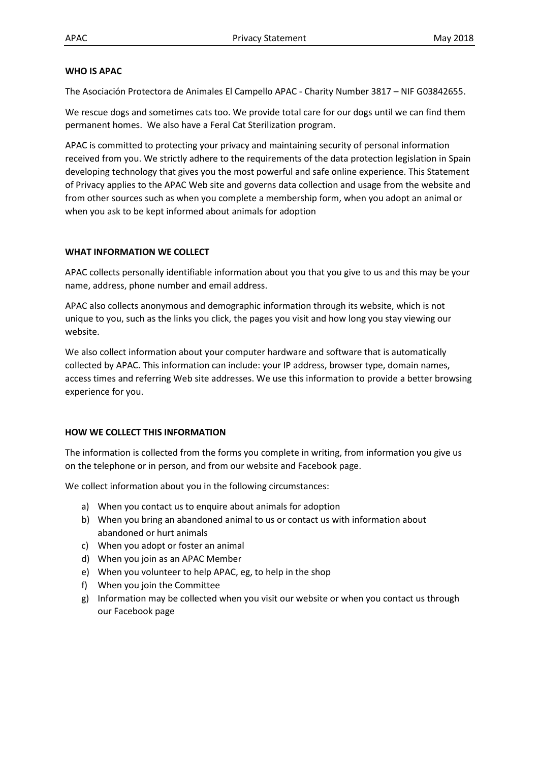## WHO IS APAC

The Asociación Protectora de Animales El Campello APAC - Charity Number 3817 – NIF G03842655.

We rescue dogs and sometimes cats too. We provide total care for our dogs until we can find them permanent homes. We also have a Feral Cat Sterilization program.

APAC is committed to protecting your privacy and maintaining security of personal information received from you. We strictly adhere to the requirements of the data protection legislation in Spain developing technology that gives you the most powerful and safe online experience. This Statement of Privacy applies to the APAC Web site and governs data collection and usage from the website and from other sources such as when you complete a membership form, when you adopt an animal or when you ask to be kept informed about animals for adoption

## WHAT INFORMATION WE COLLECT

APAC collects personally identifiable information about you that you give to us and this may be your name, address, phone number and email address.

APAC also collects anonymous and demographic information through its website, which is not unique to you, such as the links you click, the pages you visit and how long you stay viewing our website.

We also collect information about your computer hardware and software that is automatically collected by APAC. This information can include: your IP address, browser type, domain names, access times and referring Web site addresses. We use this information to provide a better browsing experience for you.

## HOW WE COLLECT THIS INFORMATION

The information is collected from the forms you complete in writing, from information you give us on the telephone or in person, and from our website and Facebook page.

We collect information about you in the following circumstances:

a) When you contact us to enquire about animals for adoption
b) When you bring an abandoned animal to us or contact us with information about abandoned or hurt animals
c) When you adopt or foster an animal
d) When you join as an APAC Member
e) When you volunteer to help APAC, eg, to help in the shop
f) When you join the Committee
g) Information may be collected when you visit our website or when you contact us through our Facebook page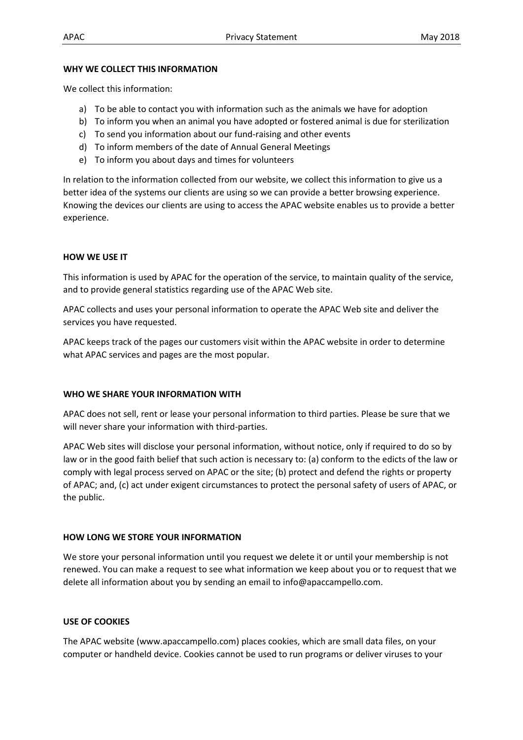#### WHY WE COLLECT THIS INFORMATION

We collect this information:

a) To be able to contact you with information such as the animals we have for adoption
b) To inform you when an animal you have adopted or fostered animal is due for sterilization
c) To send you information about our fund-raising and other events
d) To inform members of the date of Annual General Meetings
e) To inform you about days and times for volunteers

In relation to the information collected from our website, we collect this information to give us a better idea of the systems our clients are using so we can provide a better browsing experience. Knowing the devices our clients are using to access the APAC website enables us to provide a better experience.

#### HOW WE USE IT

This information is used by APAC for the operation of the service, to maintain quality of the service, and to provide general statistics regarding use of the APAC Web site.

APAC collects and uses your personal information to operate the APAC Web site and deliver the services you have requested.

APAC keeps track of the pages our customers visit within the APAC website in order to determine what APAC services and pages are the most popular.

#### WHO WE SHARE YOUR INFORMATION WITH

APAC does not sell, rent or lease your personal information to third parties. Please be sure that we will never share your information with third-parties.

APAC Web sites will disclose your personal information, without notice, only if required to do so by law or in the good faith belief that such action is necessary to: (a) conform to the edicts of the law or comply with legal process served on APAC or the site; (b) protect and defend the rights or property of APAC; and, (c) act under exigent circumstances to protect the personal safety of users of APAC, or the public.

#### HOW LONG WE STORE YOUR INFORMATION

We store your personal information until you request we delete it or until your membership is not renewed. You can make a request to see what information we keep about you or to request that we delete all information about you by sending an email to info@apaccampello.com.

#### USE OF COOKIES

The APAC website (www.apaccampello.com) places cookies, which are small data files, on your computer or handheld device. Cookies cannot be used to run programs or deliver viruses to your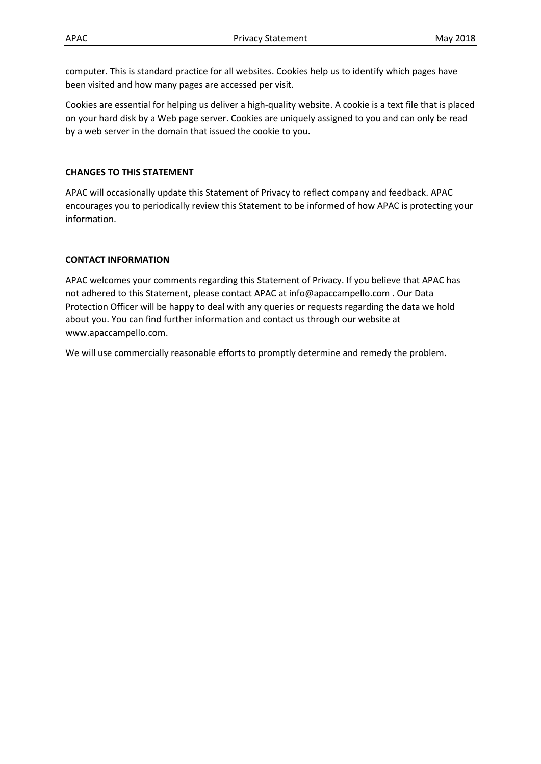computer. This is standard practice for all websites. Cookies help us to identify which pages have been visited and how many pages are accessed per visit.

Cookies are essential for helping us deliver a high-quality website. A cookie is a text file that is placed on your hard disk by a Web page server. Cookies are uniquely assigned to you and can only be read by a web server in the domain that issued the cookie to you.

**CHANGES TO THIS STATEMENT**

APAC will occasionally update this Statement of Privacy to reflect company and feedback. APAC encourages you to periodically review this Statement to be informed of how APAC is protecting your information.

**CONTACT INFORMATION**

APAC welcomes your comments regarding this Statement of Privacy. If you believe that APAC has not adhered to this Statement, please contact APAC at info@apaccampello.com . Our Data Protection Officer will be happy to deal with any queries or requests regarding the data we hold about you. You can find further information and contact us through our website at www.apaccampello.com.

We will use commercially reasonable efforts to promptly determine and remedy the problem.